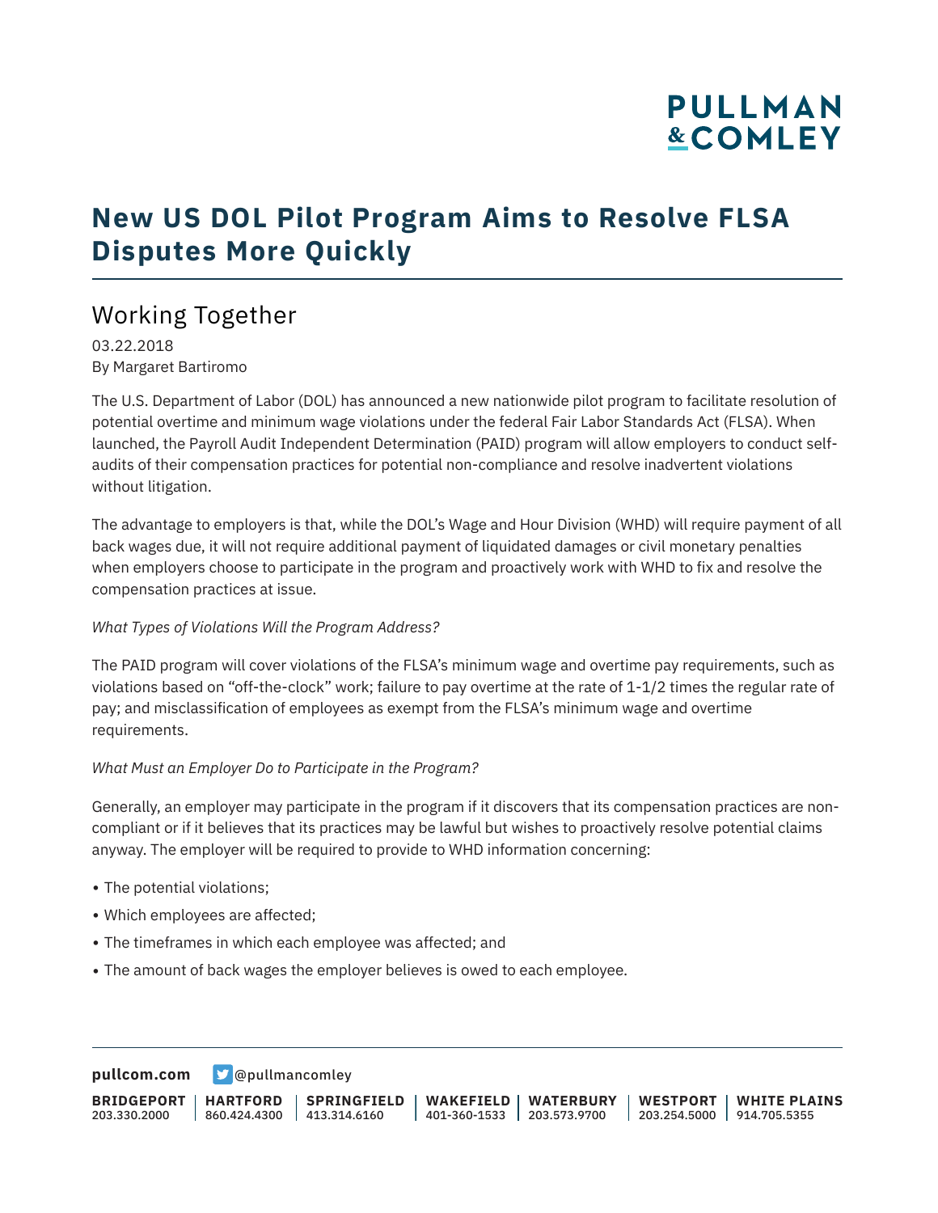# New US DOL Pilot Program Aims to Resolve FLSA Disputes More Quickly

## Working Together

03.22.2018
By Margaret Bartiromo

The U.S. Department of Labor (DOL) has announced a new nationwide pilot program to facilitate resolution of potential overtime and minimum wage violations under the federal Fair Labor Standards Act (FLSA). When launched, the Payroll Audit Independent Determination (PAID) program will allow employers to conduct self-audits of their compensation practices for potential non-compliance and resolve inadvertent violations without litigation.

The advantage to employers is that, while the DOL's Wage and Hour Division (WHD) will require payment of all back wages due, it will not require additional payment of liquidated damages or civil monetary penalties when employers choose to participate in the program and proactively work with WHD to fix and resolve the compensation practices at issue.

*What Types of Violations Will the Program Address?*

The PAID program will cover violations of the FLSA's minimum wage and overtime pay requirements, such as violations based on "off-the-clock" work; failure to pay overtime at the rate of 1-1/2 times the regular rate of pay; and misclassification of employees as exempt from the FLSA's minimum wage and overtime requirements.

*What Must an Employer Do to Participate in the Program?*

Generally, an employer may participate in the program if it discovers that its compensation practices are non-compliant or if it believes that its practices may be lawful but wishes to proactively resolve potential claims anyway. The employer will be required to provide to WHD information concerning:

- The potential violations;
- Which employees are affected;
- The timeframes in which each employee was affected; and
- The amount of back wages the employer believes is owed to each employee.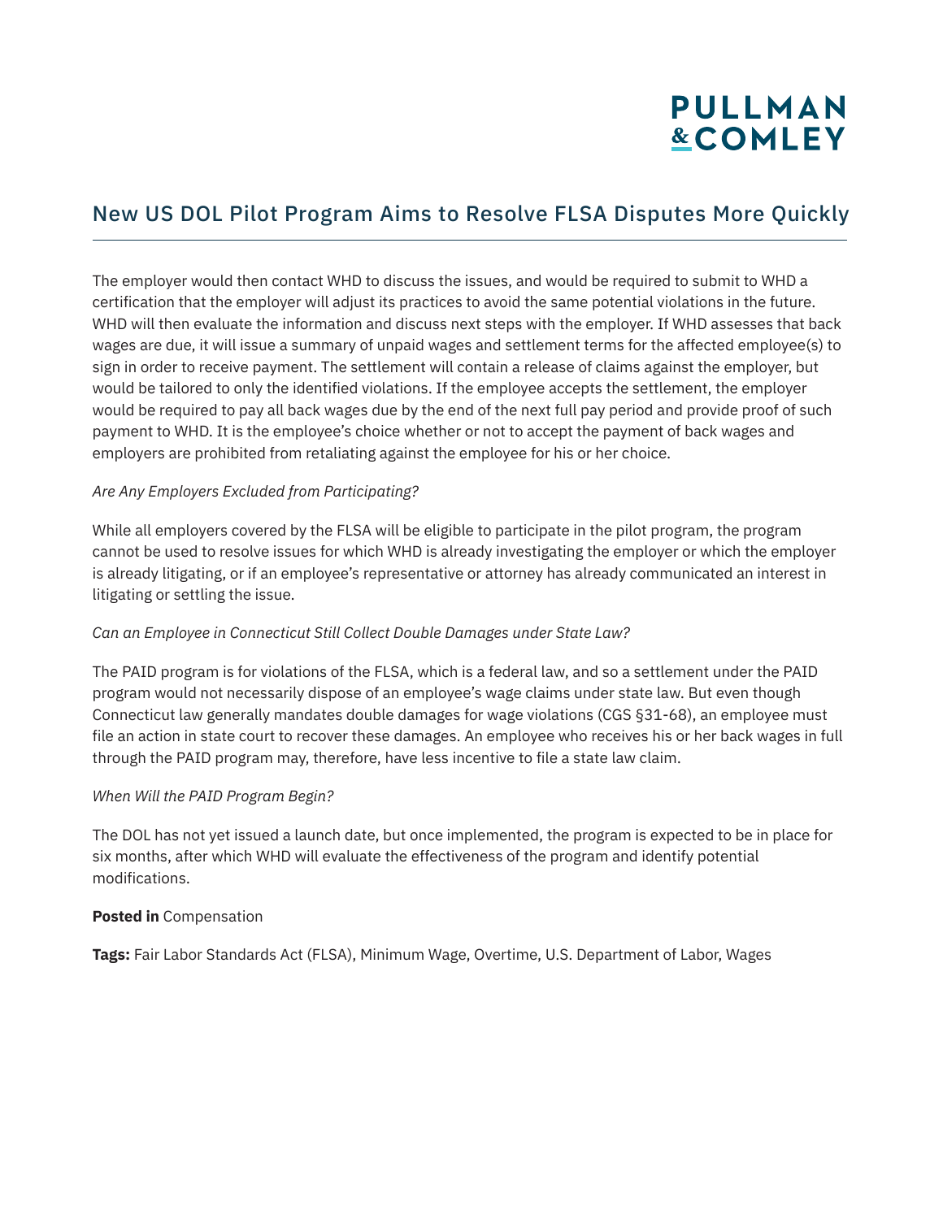The employer would then contact WHD to discuss the issues, and would be required to submit to WHD a certification that the employer will adjust its practices to avoid the same potential violations in the future. WHD will then evaluate the information and discuss next steps with the employer. If WHD assesses that back wages are due, it will issue a summary of unpaid wages and settlement terms for the affected employee(s) to sign in order to receive payment. The settlement will contain a release of claims against the employer, but would be tailored to only the identified violations. If the employee accepts the settlement, the employer would be required to pay all back wages due by the end of the next full pay period and provide proof of such payment to WHD. It is the employee's choice whether or not to accept the payment of back wages and employers are prohibited from retaliating against the employee for his or her choice.

*Are Any Employers Excluded from Participating?*

While all employers covered by the FLSA will be eligible to participate in the pilot program, the program cannot be used to resolve issues for which WHD is already investigating the employer or which the employer is already litigating, or if an employee's representative or attorney has already communicated an interest in litigating or settling the issue.

*Can an Employee in Connecticut Still Collect Double Damages under State Law?*

The PAID program is for violations of the FLSA, which is a federal law, and so a settlement under the PAID program would not necessarily dispose of an employee's wage claims under state law. But even though Connecticut law generally mandates double damages for wage violations (CGS §31-68), an employee must file an action in state court to recover these damages. An employee who receives his or her back wages in full through the PAID program may, therefore, have less incentive to file a state law claim.

*When Will the PAID Program Begin?*

The DOL has not yet issued a launch date, but once implemented, the program is expected to be in place for six months, after which WHD will evaluate the effectiveness of the program and identify potential modifications.

**Posted in** Compensation

**Tags:** Fair Labor Standards Act (FLSA), Minimum Wage, Overtime, U.S. Department of Labor, Wages